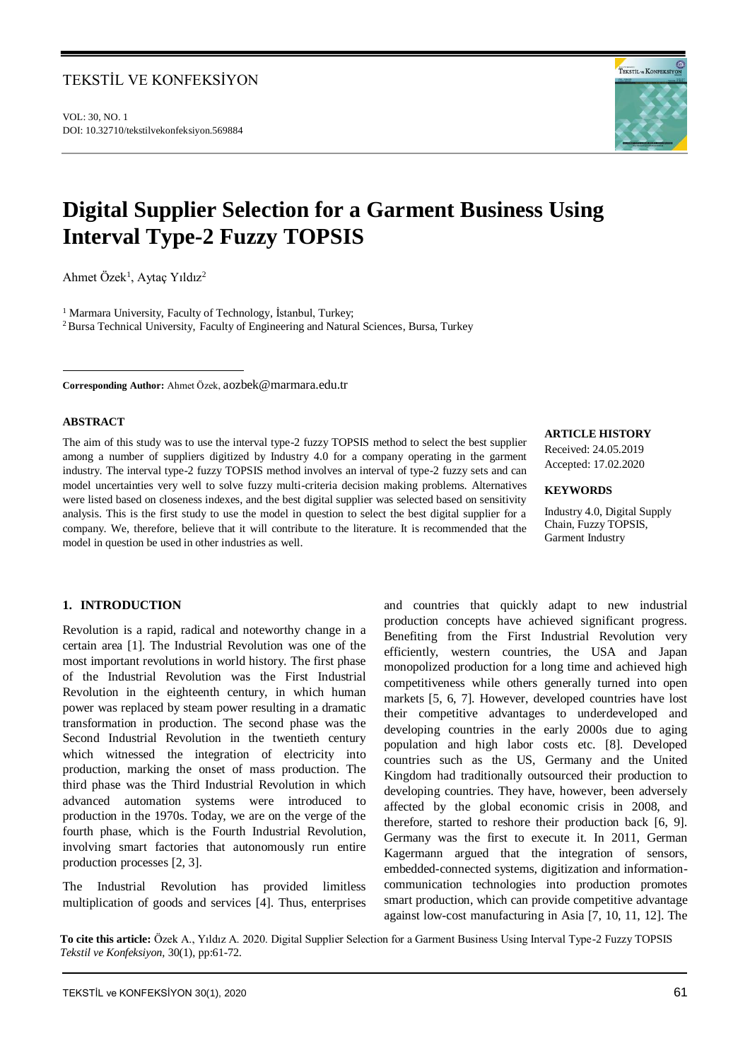# Digital Supplier Selection for a Garment Business Using Interval Type-2 Fuzzy TOPSIS

Ahmet Özek[1], Aytaç Yıldız[2]

[1] Marmara University, Faculty of Technology, İstanbul, Turkey;
[2] Bursa Technical University, Faculty of Engineering and Natural Sciences, Bursa, Turkey

**Corresponding Author:** Ahmet Özek, aozbek@marmara.edu.tr

### ABSTRACT

The aim of this study was to use the interval type-2 fuzzy TOPSIS method to select the best supplier among a number of suppliers digitized by Industry 4.0 for a company operating in the garment industry. The interval type-2 fuzzy TOPSIS method involves an interval of type-2 fuzzy sets and can model uncertainties very well to solve fuzzy multi-criteria decision making problems. Alternatives were listed based on closeness indexes, and the best digital supplier was selected based on sensitivity analysis. This is the first study to use the model in question to select the best digital supplier for a company. We, therefore, believe that it will contribute to the literature. It is recommended that the model in question be used in other industries as well.

### ARTICLE HISTORY

Received: 24.05.2019
Accepted: 17.02.2020

### KEYWORDS

Industry 4.0, Digital Supply Chain, Fuzzy TOPSIS, Garment Industry

## 1. INTRODUCTION

Revolution is a rapid, radical and noteworthy change in a certain area [1]. The Industrial Revolution was one of the most important revolutions in world history. The first phase of the Industrial Revolution was the First Industrial Revolution in the eighteenth century, in which human power was replaced by steam power resulting in a dramatic transformation in production. The second phase was the Second Industrial Revolution in the twentieth century which witnessed the integration of electricity into production, marking the onset of mass production. The third phase was the Third Industrial Revolution in which advanced automation systems were introduced to production in the 1970s. Today, we are on the verge of the fourth phase, which is the Fourth Industrial Revolution, involving smart factories that autonomously run entire production processes [2, 3].

The Industrial Revolution has provided limitless multiplication of goods and services [4]. Thus, enterprises and countries that quickly adapt to new industrial production concepts have achieved significant progress. Benefiting from the First Industrial Revolution very efficiently, western countries, the USA and Japan monopolized production for a long time and achieved high competitiveness while others generally turned into open markets [5, 6, 7]. However, developed countries have lost their competitive advantages to underdeveloped and developing countries in the early 2000s due to aging population and high labor costs etc. [8]. Developed countries such as the US, Germany and the United Kingdom had traditionally outsourced their production to developing countries. They have, however, been adversely affected by the global economic crisis in 2008, and therefore, started to reshore their production back [6, 9]. Germany was the first to execute it. In 2011, German Kagermann argued that the integration of sensors, embedded-connected systems, digitization and information-communication technologies into production promotes smart production, which can provide competitive advantage against low-cost manufacturing in Asia [7, 10, 11, 12]. The

**To cite this article:** Özek A., Yıldız A. 2020. Digital Supplier Selection for a Garment Business Using Interval Type-2 Fuzzy TOPSIS *Tekstil ve Konfeksiyon*, 30(1), pp:61-72.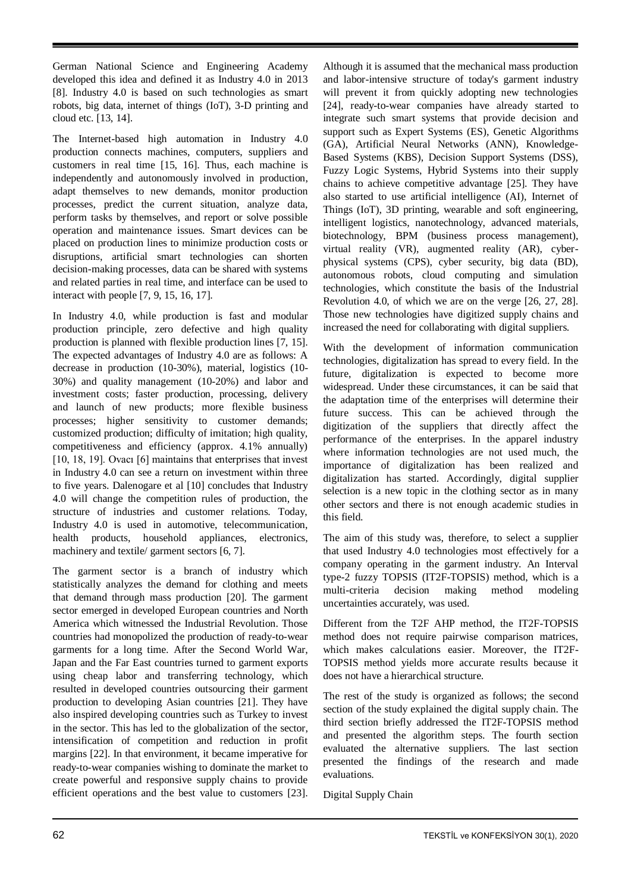German National Science and Engineering Academy developed this idea and defined it as Industry 4.0 in 2013 [8]. Industry 4.0 is based on such technologies as smart robots, big data, internet of things (IoT), 3-D printing and cloud etc. [13, 14].

The Internet-based high automation in Industry 4.0 production connects machines, computers, suppliers and customers in real time [15, 16]. Thus, each machine is independently and autonomously involved in production, adapt themselves to new demands, monitor production processes, predict the current situation, analyze data, perform tasks by themselves, and report or solve possible operation and maintenance issues. Smart devices can be placed on production lines to minimize production costs or disruptions, artificial smart technologies can shorten decision-making processes, data can be shared with systems and related parties in real time, and interface can be used to interact with people [7, 9, 15, 16, 17].

In Industry 4.0, while production is fast and modular production principle, zero defective and high quality production is planned with flexible production lines [7, 15]. The expected advantages of Industry 4.0 are as follows: A decrease in production (10-30%), material, logistics (10-30%) and quality management (10-20%) and labor and investment costs; faster production, processing, delivery and launch of new products; more flexible business processes; higher sensitivity to customer demands; customized production; difficulty of imitation; high quality, competitiveness and efficiency (approx. 4.1% annually) [10, 18, 19]. Ovacı [6] maintains that enterprises that invest in Industry 4.0 can see a return on investment within three to five years. Dalenogare et al [10] concludes that Industry 4.0 will change the competition rules of production, the structure of industries and customer relations. Today, Industry 4.0 is used in automotive, telecommunication, health products, household appliances, electronics, machinery and textile/ garment sectors [6, 7].

The garment sector is a branch of industry which statistically analyzes the demand for clothing and meets that demand through mass production [20]. The garment sector emerged in developed European countries and North America which witnessed the Industrial Revolution. Those countries had monopolized the production of ready-to-wear garments for a long time. After the Second World War, Japan and the Far East countries turned to garment exports using cheap labor and transferring technology, which resulted in developed countries outsourcing their garment production to developing Asian countries [21]. They have also inspired developing countries such as Turkey to invest in the sector. This has led to the globalization of the sector, intensification of competition and reduction in profit margins [22]. In that environment, it became imperative for ready-to-wear companies wishing to dominate the market to create powerful and responsive supply chains to provide efficient operations and the best value to customers [23].

Although it is assumed that the mechanical mass production and labor-intensive structure of today's garment industry will prevent it from quickly adopting new technologies [24], ready-to-wear companies have already started to integrate such smart systems that provide decision and support such as Expert Systems (ES), Genetic Algorithms (GA), Artificial Neural Networks (ANN), Knowledge-Based Systems (KBS), Decision Support Systems (DSS), Fuzzy Logic Systems, Hybrid Systems into their supply chains to achieve competitive advantage [25]. They have also started to use artificial intelligence (AI), Internet of Things (IoT), 3D printing, wearable and soft engineering, intelligent logistics, nanotechnology, advanced materials, biotechnology, BPM (business process management), virtual reality (VR), augmented reality (AR), cyber-physical systems (CPS), cyber security, big data (BD), autonomous robots, cloud computing and simulation technologies, which constitute the basis of the Industrial Revolution 4.0, of which we are on the verge [26, 27, 28]. Those new technologies have digitized supply chains and increased the need for collaborating with digital suppliers.

With the development of information communication technologies, digitalization has spread to every field. In the future, digitalization is expected to become more widespread. Under these circumstances, it can be said that the adaptation time of the enterprises will determine their future success. This can be achieved through the digitization of the suppliers that directly affect the performance of the enterprises. In the apparel industry where information technologies are not used much, the importance of digitalization has been realized and digitalization has started. Accordingly, digital supplier selection is a new topic in the clothing sector as in many other sectors and there is not enough academic studies in this field.

The aim of this study was, therefore, to select a supplier that used Industry 4.0 technologies most effectively for a company operating in the garment industry. An Interval type-2 fuzzy TOPSIS (IT2F-TOPSIS) method, which is a multi-criteria decision making method modeling uncertainties accurately, was used.

Different from the T2F AHP method, the IT2F-TOPSIS method does not require pairwise comparison matrices, which makes calculations easier. Moreover, the IT2F-TOPSIS method yields more accurate results because it does not have a hierarchical structure.

The rest of the study is organized as follows; the second section of the study explained the digital supply chain. The third section briefly addressed the IT2F-TOPSIS method and presented the algorithm steps. The fourth section evaluated the alternative suppliers. The last section presented the findings of the research and made evaluations.

## Digital Supply Chain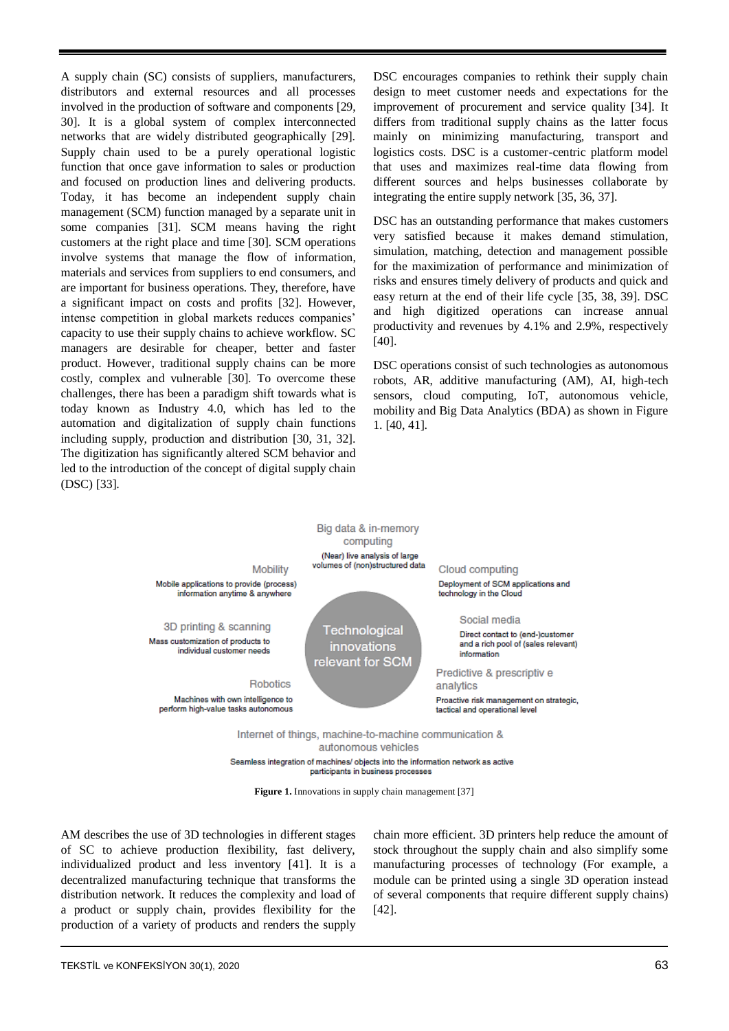A supply chain (SC) consists of suppliers, manufacturers, distributors and external resources and all processes involved in the production of software and components [29, 30]. It is a global system of complex interconnected networks that are widely distributed geographically [29]. Supply chain used to be a purely operational logistic function that once gave information to sales or production and focused on production lines and delivering products. Today, it has become an independent supply chain management (SCM) function managed by a separate unit in some companies [31]. SCM means having the right customers at the right place and time [30]. SCM operations involve systems that manage the flow of information, materials and services from suppliers to end consumers, and are important for business operations. They, therefore, have a significant impact on costs and profits [32]. However, intense competition in global markets reduces companies' capacity to use their supply chains to achieve workflow. SC managers are desirable for cheaper, better and faster product. However, traditional supply chains can be more costly, complex and vulnerable [30]. To overcome these challenges, there has been a paradigm shift towards what is today known as Industry 4.0, which has led to the automation and digitalization of supply chain functions including supply, production and distribution [30, 31, 32]. The digitization has significantly altered SCM behavior and led to the introduction of the concept of digital supply chain (DSC) [33].

DSC encourages companies to rethink their supply chain design to meet customer needs and expectations for the improvement of procurement and service quality [34]. It differs from traditional supply chains as the latter focus mainly on minimizing manufacturing, transport and logistics costs. DSC is a customer-centric platform model that uses and maximizes real-time data flowing from different sources and helps businesses collaborate by integrating the entire supply network [35, 36, 37].

DSC has an outstanding performance that makes customers very satisfied because it makes demand stimulation, simulation, matching, detection and management possible for the maximization of performance and minimization of risks and ensures timely delivery of products and quick and easy return at the end of their life cycle [35, 38, 39]. DSC and high digitized operations can increase annual productivity and revenues by 4.1% and 2.9%, respectively [40].

DSC operations consist of such technologies as autonomous robots, AR, additive manufacturing (AM), AI, high-tech sensors, cloud computing, IoT, autonomous vehicle, mobility and Big Data Analytics (BDA) as shown in Figure 1. [40, 41].

Technological innovations relevant for SCM:

- Big data & in-memory computing: (Near) live analysis of large volumes of (non)structured data
- Cloud computing: Deployment of SCM applications and technology in the Cloud
- Social media: Direct contact to (end-)customer and a rich pool of (sales relevant) information
- Predictive & prescriptiv e analytics: Proactive risk management on strategic, tactical and operational level
- Internet of things, machine-to-machine communication & autonomous vehicles: Seamless integration of machines/ objects into the information network as active participants in business processes
- Robotics: Machines with own intelligence to perform high-value tasks autonomous
- 3D printing & scanning: Mass customization of products to individual customer needs
- Mobility: Mobile applications to provide (process) information anytime & anywhere

**Figure 1.** Innovations in supply chain management [37]

AM describes the use of 3D technologies in different stages of SC to achieve production flexibility, fast delivery, individualized product and less inventory [41]. It is a decentralized manufacturing technique that transforms the distribution network. It reduces the complexity and load of a product or supply chain, provides flexibility for the production of a variety of products and renders the supply chain more efficient. 3D printers help reduce the amount of stock throughout the supply chain and also simplify some manufacturing processes of technology (For example, a module can be printed using a single 3D operation instead of several components that require different supply chains) [42].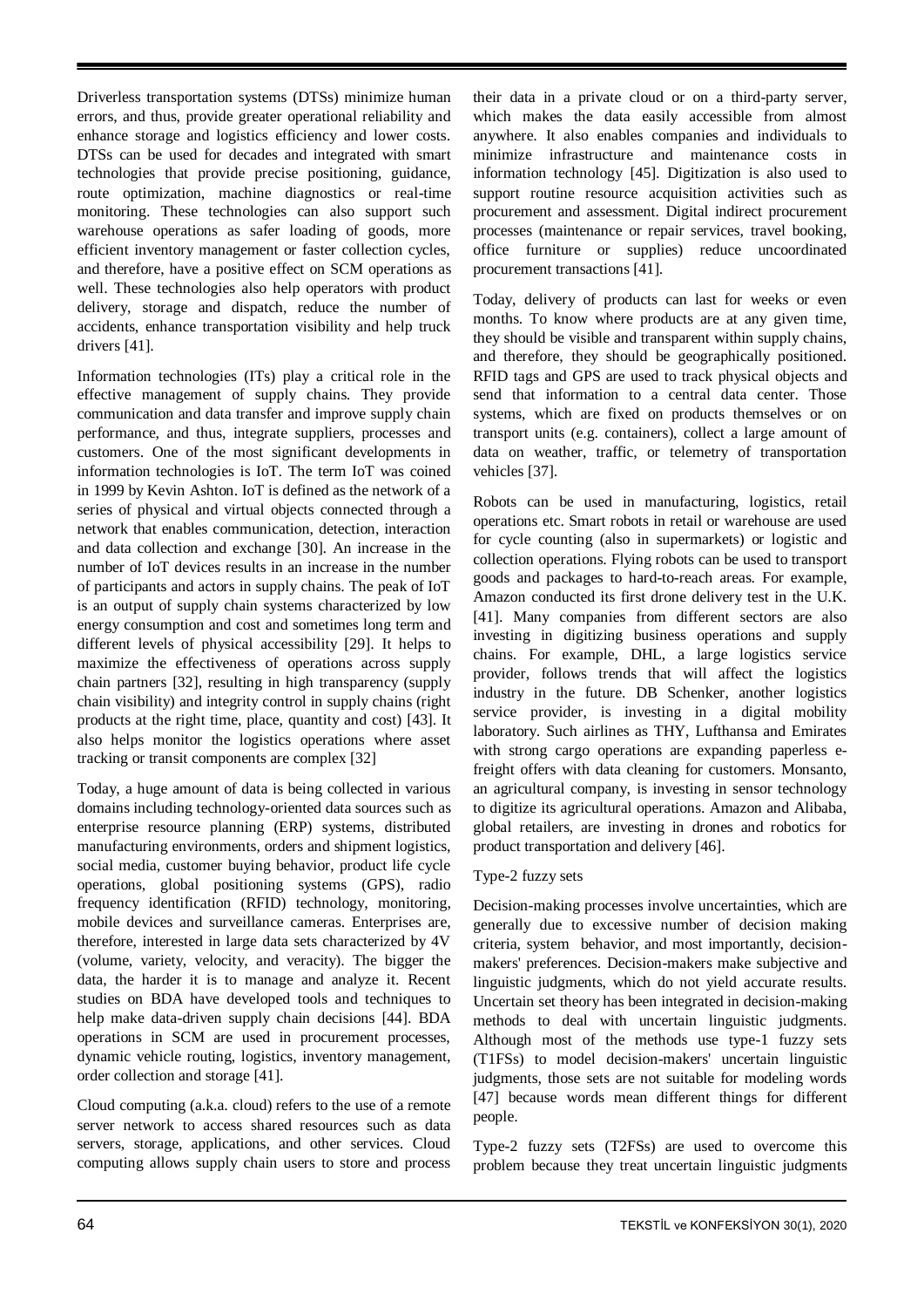Driverless transportation systems (DTSs) minimize human errors, and thus, provide greater operational reliability and enhance storage and logistics efficiency and lower costs. DTSs can be used for decades and integrated with smart technologies that provide precise positioning, guidance, route optimization, machine diagnostics or real-time monitoring. These technologies can also support such warehouse operations as safer loading of goods, more efficient inventory management or faster collection cycles, and therefore, have a positive effect on SCM operations as well. These technologies also help operators with product delivery, storage and dispatch, reduce the number of accidents, enhance transportation visibility and help truck drivers [41].

Information technologies (ITs) play a critical role in the effective management of supply chains. They provide communication and data transfer and improve supply chain performance, and thus, integrate suppliers, processes and customers. One of the most significant developments in information technologies is IoT. The term IoT was coined in 1999 by Kevin Ashton. IoT is defined as the network of a series of physical and virtual objects connected through a network that enables communication, detection, interaction and data collection and exchange [30]. An increase in the number of IoT devices results in an increase in the number of participants and actors in supply chains. The peak of IoT is an output of supply chain systems characterized by low energy consumption and cost and sometimes long term and different levels of physical accessibility [29]. It helps to maximize the effectiveness of operations across supply chain partners [32], resulting in high transparency (supply chain visibility) and integrity control in supply chains (right products at the right time, place, quantity and cost) [43]. It also helps monitor the logistics operations where asset tracking or transit components are complex [32]

Today, a huge amount of data is being collected in various domains including technology-oriented data sources such as enterprise resource planning (ERP) systems, distributed manufacturing environments, orders and shipment logistics, social media, customer buying behavior, product life cycle operations, global positioning systems (GPS), radio frequency identification (RFID) technology, monitoring, mobile devices and surveillance cameras. Enterprises are, therefore, interested in large data sets characterized by 4V (volume, variety, velocity, and veracity). The bigger the data, the harder it is to manage and analyze it. Recent studies on BDA have developed tools and techniques to help make data-driven supply chain decisions [44]. BDA operations in SCM are used in procurement processes, dynamic vehicle routing, logistics, inventory management, order collection and storage [41].

Cloud computing (a.k.a. cloud) refers to the use of a remote server network to access shared resources such as data servers, storage, applications, and other services. Cloud computing allows supply chain users to store and process their data in a private cloud or on a third-party server, which makes the data easily accessible from almost anywhere. It also enables companies and individuals to minimize infrastructure and maintenance costs in information technology [45]. Digitization is also used to support routine resource acquisition activities such as procurement and assessment. Digital indirect procurement processes (maintenance or repair services, travel booking, office furniture or supplies) reduce uncoordinated procurement transactions [41].

Today, delivery of products can last for weeks or even months. To know where products are at any given time, they should be visible and transparent within supply chains, and therefore, they should be geographically positioned. RFID tags and GPS are used to track physical objects and send that information to a central data center. Those systems, which are fixed on products themselves or on transport units (e.g. containers), collect a large amount of data on weather, traffic, or telemetry of transportation vehicles [37].

Robots can be used in manufacturing, logistics, retail operations etc. Smart robots in retail or warehouse are used for cycle counting (also in supermarkets) or logistic and collection operations. Flying robots can be used to transport goods and packages to hard-to-reach areas. For example, Amazon conducted its first drone delivery test in the U.K. [41]. Many companies from different sectors are also investing in digitizing business operations and supply chains. For example, DHL, a large logistics service provider, follows trends that will affect the logistics industry in the future. DB Schenker, another logistics service provider, is investing in a digital mobility laboratory. Such airlines as THY, Lufthansa and Emirates with strong cargo operations are expanding paperless e-freight offers with data cleaning for customers. Monsanto, an agricultural company, is investing in sensor technology to digitize its agricultural operations. Amazon and Alibaba, global retailers, are investing in drones and robotics for product transportation and delivery [46].

### Type-2 fuzzy sets

Decision-making processes involve uncertainties, which are generally due to excessive number of decision making criteria, system behavior, and most importantly, decision-makers' preferences. Decision-makers make subjective and linguistic judgments, which do not yield accurate results. Uncertain set theory has been integrated in decision-making methods to deal with uncertain linguistic judgments. Although most of the methods use type-1 fuzzy sets (T1FSs) to model decision-makers' uncertain linguistic judgments, those sets are not suitable for modeling words [47] because words mean different things for different people.

Type-2 fuzzy sets (T2FSs) are used to overcome this problem because they treat uncertain linguistic judgments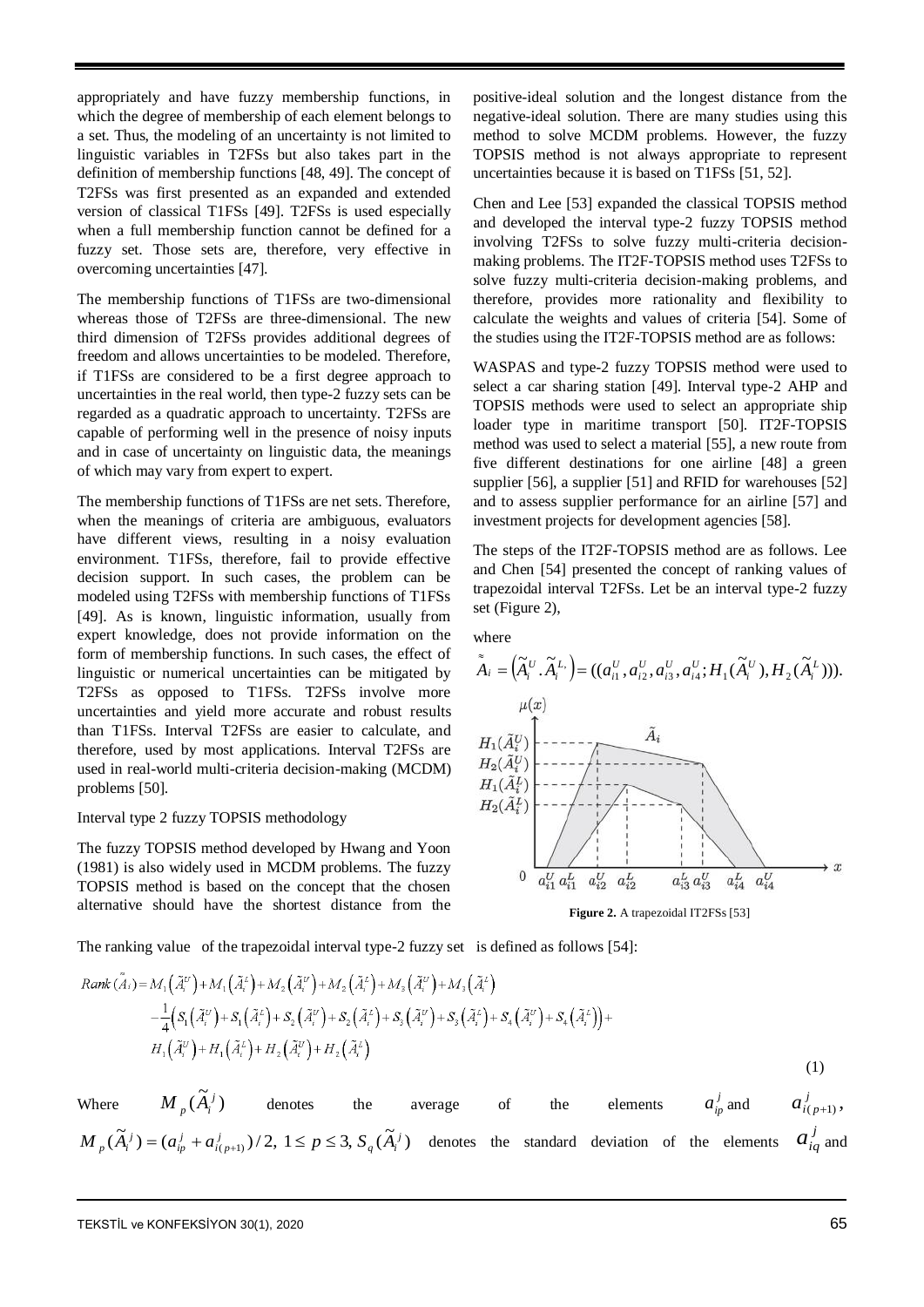appropriately and have fuzzy membership functions, in which the degree of membership of each element belongs to a set. Thus, the modeling of an uncertainty is not limited to linguistic variables in T2FSs but also takes part in the definition of membership functions [48, 49]. The concept of T2FSs was first presented as an expanded and extended version of classical T1FSs [49]. T2FSs is used especially when a full membership function cannot be defined for a fuzzy set. Those sets are, therefore, very effective in overcoming uncertainties [47].

The membership functions of T1FSs are two-dimensional whereas those of T2FSs are three-dimensional. The new third dimension of T2FSs provides additional degrees of freedom and allows uncertainties to be modeled. Therefore, if T1FSs are considered to be a first degree approach to uncertainties in the real world, then type-2 fuzzy sets can be regarded as a quadratic approach to uncertainty. T2FSs are capable of performing well in the presence of noisy inputs and in case of uncertainty on linguistic data, the meanings of which may vary from expert to expert.

The membership functions of T1FSs are net sets. Therefore, when the meanings of criteria are ambiguous, evaluators have different views, resulting in a noisy evaluation environment. T1FSs, therefore, fail to provide effective decision support. In such cases, the problem can be modeled using T2FSs with membership functions of T1FSs [49]. As is known, linguistic information, usually from expert knowledge, does not provide information on the form of membership functions. In such cases, the effect of linguistic or numerical uncertainties can be mitigated by T2FSs as opposed to T1FSs. T2FSs involve more uncertainties and yield more accurate and robust results than T1FSs. Interval T2FSs are easier to calculate, and therefore, used by most applications. Interval T2FSs are used in real-world multi-criteria decision-making (MCDM) problems [50].

Interval type 2 fuzzy TOPSIS methodology

The fuzzy TOPSIS method developed by Hwang and Yoon (1981) is also widely used in MCDM problems. The fuzzy TOPSIS method is based on the concept that the chosen alternative should have the shortest distance from the positive-ideal solution and the longest distance from the negative-ideal solution. There are many studies using this method to solve MCDM problems. However, the fuzzy TOPSIS method is not always appropriate to represent uncertainties because it is based on T1FSs [51, 52].

Chen and Lee [53] expanded the classical TOPSIS method and developed the interval type-2 fuzzy TOPSIS method involving T2FSs to solve fuzzy multi-criteria decision-making problems. The IT2F-TOPSIS method uses T2FSs to solve fuzzy multi-criteria decision-making problems, and therefore, provides more rationality and flexibility to calculate the weights and values of criteria [54]. Some of the studies using the IT2F-TOPSIS method are as follows:

WASPAS and type-2 fuzzy TOPSIS method were used to select a car sharing station [49]. Interval type-2 AHP and TOPSIS methods were used to select an appropriate ship loader type in maritime transport [50]. IT2F-TOPSIS method was used to select a material [55], a new route from five different destinations for one airline [48] a green supplier [56], a supplier [51] and RFID for warehouses [52] and to assess supplier performance for an airline [57] and investment projects for development agencies [58].

The steps of the IT2F-TOPSIS method are as follows. Lee and Chen [54] presented the concept of ranking values of trapezoidal interval T2FSs. Let be an interval type-2 fuzzy set (Figure 2),

where

$$\tilde{\tilde{A}}_i = \left(\tilde{A}_i^U . \tilde{A}_i^L\right) = ((a_{i1}^U, a_{i2}^U, a_{i3}^U, a_{i4}^U; H_1(\tilde{A}_i^U), H_2(\tilde{A}_i^L))).$$

**Figure 2.** A trapezoidal IT2FSs [53]

The ranking value of the trapezoidal interval type-2 fuzzy set is defined as follows [54]:

$$\begin{aligned} Rank(\tilde{\tilde{A}}_i) = {} & M_1\left(\tilde{A}_i^U\right) + M_1\left(\tilde{A}_i^L\right) + M_2\left(\tilde{A}_i^U\right) + M_2\left(\tilde{A}_i^L\right) + M_3\left(\tilde{A}_i^U\right) + M_3\left(\tilde{A}_i^L\right) \\ & - \frac{1}{4}\left(S_1\left(\tilde{A}_i^U\right) + S_1\left(\tilde{A}_i^L\right) + S_2\left(\tilde{A}_i^U\right) + S_2\left(\tilde{A}_i^L\right) + S_3\left(\tilde{A}_i^U\right) + S_3\left(\tilde{A}_i^L\right) + S_4\left(\tilde{A}_i^U\right) + S_4\left(\tilde{A}_i^L\right)\right) + \\ & H_1\left(\tilde{A}_i^U\right) + H_1\left(\tilde{A}_i^L\right) + H_2\left(\tilde{A}_i^U\right) + H_2\left(\tilde{A}_i^L\right) \end{aligned} \tag{1}$$

Where $M_p(\tilde{A}_i^j)$ denotes the average of the elements $a_{ip}^j$ and $a_{i(p+1)}^j$, $M_p(\tilde{A}_i^j) = (a_{ip}^j + a_{i(p+1)}^j)/2,\ 1 \le p \le 3$, $S_q(\tilde{A}_i^j)$ denotes the standard deviation of the elements $a_{iq}^j$ and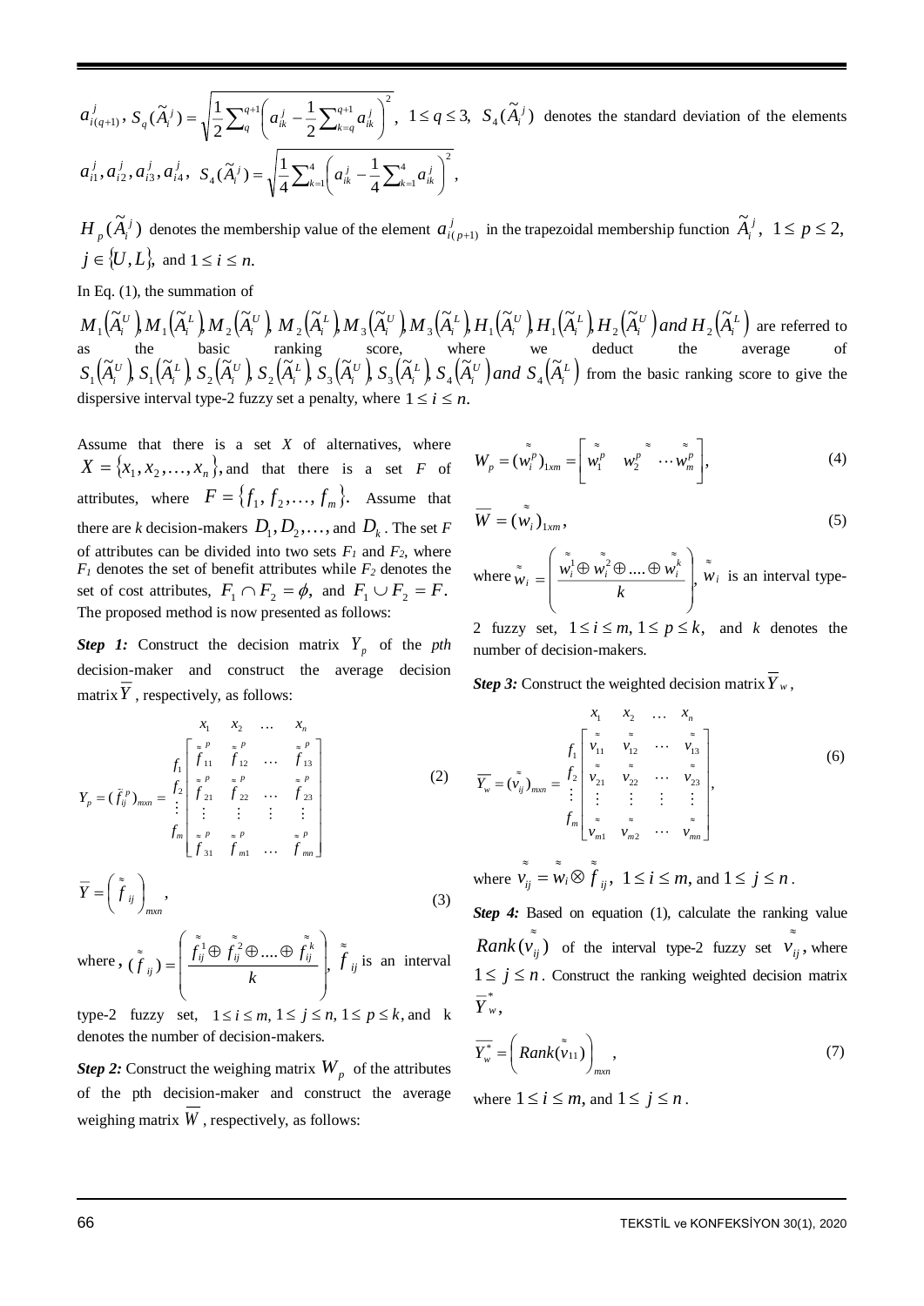$a_{i(q+1)}^j$, $S_q(\tilde{A}_i^j) = \sqrt{\frac{1}{2}\sum_q^{q+1}\left(a_{ik}^j - \frac{1}{2}\sum_{k=q}^{q+1} a_{ik}^j\right)^2}$, $1 \le q \le 3$, $S_4(\tilde{A}_i^j)$ denotes the standard deviation of the elements $a_{i1}^j, a_{i2}^j, a_{i3}^j, a_{i4}^j$, $S_4(\tilde{A}_i^j) = \sqrt{\frac{1}{4}\sum_{k=1}^4\left(a_{ik}^j - \frac{1}{4}\sum_{k=1}^4 a_{ik}^j\right)^2}$,

$H_p(\tilde{A}_i^j)$ denotes the membership value of the element $a_{i(p+1)}^j$ in the trapezoidal membership function $\tilde{A}_i^j$, $1 \le p \le 2$, $j \in \{U, L\}$, and $1 \le i \le n$.

In Eq. (1), the summation of $M_1(\tilde{A}_i^U), M_1(\tilde{A}_i^L), M_2(\tilde{A}_i^U), M_2(\tilde{A}_i^L), M_3(\tilde{A}_i^U), M_3(\tilde{A}_i^L), H_1(\tilde{A}_i^U), H_1(\tilde{A}_i^L), H_2(\tilde{A}_i^U)$ and $H_2(\tilde{A}_i^L)$ are referred to as the basic ranking score, where we deduct the average of $S_1(\tilde{A}_i^U), S_1(\tilde{A}_i^L), S_2(\tilde{A}_i^U), S_2(\tilde{A}_i^L), S_3(\tilde{A}_i^U), S_3(\tilde{A}_i^L), S_4(\tilde{A}_i^U)$ and $S_4(\tilde{A}_i^L)$ from the basic ranking score to give the dispersive interval type-2 fuzzy set a penalty, where $1 \le i \le n$.

Assume that there is a set $X$ of alternatives, where $X = \{x_1, x_2, \ldots, x_n\}$, and that there is a set $F$ of attributes, where $F = \{f_1, f_2, \ldots, f_m\}$. Assume that there are *k* decision-makers $D_1, D_2, \ldots,$ and $D_k$. The set $F$ of attributes can be divided into two sets $F_1$ and $F_2$, where $F_1$ denotes the set of benefit attributes while $F_2$ denotes the set of cost attributes, $F_1 \cap F_2 = \phi$, and $F_1 \cup F_2 = F$. The proposed method is now presented as follows:

***Step 1:*** Construct the decision matrix $Y_p$ of the *pth* decision-maker and construct the average decision matrix $\overline{Y}$, respectively, as follows:

$$Y_p = (\tilde{f}_{ij}^p)_{m \times n} = \begin{array}{c} \\ f_1 \\ f_2 \\ \vdots \\ f_m \end{array} \begin{array}{c} \begin{array}{cccc} x_1 & x_2 & \ldots & x_n \end{array} \\ \begin{bmatrix} \tilde{\tilde{f}}_{11}^p & \tilde{\tilde{f}}_{12}^p & \cdots & \tilde{\tilde{f}}_{13}^p \\ \tilde{\tilde{f}}_{21}^p & \tilde{\tilde{f}}_{22}^p & \cdots & \tilde{\tilde{f}}_{23}^p \\ \vdots & \vdots & \vdots & \vdots \\ \tilde{\tilde{f}}_{31}^p & \tilde{\tilde{f}}_{m1}^p & \cdots & \tilde{\tilde{f}}_{mn}^p \end{bmatrix} \end{array} \tag{2}$$

$$\overline{Y} = \left(\tilde{\tilde{f}}_{ij}\right)_{mxn}, \tag{3}$$

where, $(\tilde{\tilde{f}}_{ij}) = \left(\frac{\tilde{\tilde{f}}_{ij}^1 \oplus \tilde{\tilde{f}}_{ij}^2 \oplus \ldots \oplus \tilde{\tilde{f}}_{ij}^k}{k}\right)$, $\tilde{\tilde{f}}_{ij}$ is an interval type-2 fuzzy set, $1 \le i \le m, 1 \le j \le n, 1 \le p \le k$, and k denotes the number of decision-makers.

***Step 2:*** Construct the weighing matrix $W_p$ of the attributes of the pth decision-maker and construct the average weighing matrix $\overline{W}$, respectively, as follows:

$$W_p = (\tilde{\tilde{w}}_i^p)_{1xm} = \begin{bmatrix} \tilde{\tilde{w}}_1^p & \tilde{\tilde{w}}_2^p & \cdots \tilde{\tilde{w}}_m^p \end{bmatrix}, \tag{4}$$

$$\overline{W} = (\tilde{\tilde{w}}_i)_{1xm}, \tag{5}$$

where $\tilde{\tilde{w}}_i = \left(\frac{\tilde{\tilde{w}}_i^1 \oplus \tilde{\tilde{w}}_i^2 \oplus \ldots \oplus \tilde{\tilde{w}}_i^k}{k}\right)$, $\tilde{\tilde{w}}_i$ is an interval type-2 fuzzy set, $1 \le i \le m, 1 \le p \le k$, and $k$ denotes the number of decision-makers.

***Step 3:*** Construct the weighted decision matrix $\overline{Y}_w$,

$$\overline{Y_w} = (\tilde{\tilde{v}}_{ij})_{mxn} = \begin{array}{c} \\ f_1 \\ f_2 \\ \vdots \\ f_m \end{array} \begin{array}{c} \begin{array}{cccc} x_1 & x_2 & \ldots & x_n \end{array} \\ \begin{bmatrix} \tilde{\tilde{v}}_{11} & \tilde{\tilde{v}}_{12} & \cdots & \tilde{\tilde{v}}_{13} \\ \tilde{\tilde{v}}_{21} & \tilde{\tilde{v}}_{22} & \cdots & \tilde{\tilde{v}}_{23} \\ \vdots & \vdots & \vdots & \vdots \\ \tilde{\tilde{v}}_{m1} & \tilde{\tilde{v}}_{m2} & \cdots & \tilde{\tilde{v}}_{mn} \end{bmatrix} \end{array}, \tag{6}$$

where $\tilde{\tilde{v}}_{ij} = \tilde{\tilde{w}}_i \otimes \tilde{\tilde{f}}_{ij}$, $1 \le i \le m$, and $1 \le j \le n$.

***Step 4:*** Based on equation (1), calculate the ranking value $Rank(\tilde{\tilde{v}}_{ij})$ of the interval type-2 fuzzy set $\tilde{\tilde{v}}_{ij}$, where $1 \le j \le n$. Construct the ranking weighted decision matrix $\overline{Y}_w^*$,

$$\overline{Y_w^*} = \left(Rank(\tilde{\tilde{v}}_{11})\right)_{mxn}, \tag{7}$$

where $1 \le i \le m$, and $1 \le j \le n$.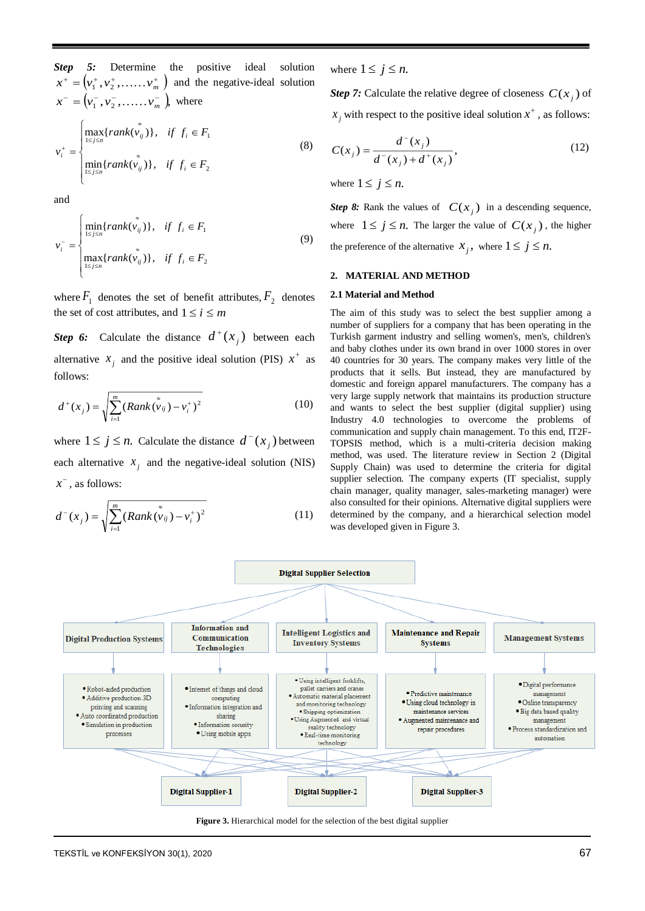**Step 5:** Determine the positive ideal solution $x^{+} = (v_1^{+}, v_2^{+}, \ldots\ldots v_m^{+})$ and the negative-ideal solution $x^{-} = (v_1^{-}, v_2^{-}, \ldots\ldots v_m^{-})$, where

$$v_i^{+} = \begin{cases} \max\limits_{1 \le j \le n}\{rank(\tilde{\tilde{v}}_{ij})\}, & if \;\; f_i \in F_1 \\ \min\limits_{1 \le j \le n}\{rank(\tilde{\tilde{v}}_{ij})\}, & if \;\; f_i \in F_2 \end{cases} \tag{8}$$

and

$$v_i^{-} = \begin{cases} \min\limits_{1 \le j \le n}\{rank(\tilde{\tilde{v}}_{ij})\}, & if \;\; f_i \in F_1 \\ \max\limits_{1 \le j \le n}\{rank(\tilde{\tilde{v}}_{ij})\}, & if \;\; f_i \in F_2 \end{cases} \tag{9}$$

where $F_1$ denotes the set of benefit attributes, $F_2$ denotes the set of cost attributes, and $1 \le i \le m$

**Step 6:** Calculate the distance $d^{+}(x_j)$ between each alternative $x_j$ and the positive ideal solution (PIS) $x^{+}$ as follows:

$$d^{+}(x_j) = \sqrt{\sum_{i=1}^{m} (Rank(\tilde{\tilde{v}}_{ij}) - v_i^{+})^2} \tag{10}$$

where $1 \le j \le n$. Calculate the distance $d^{-}(x_j)$ between each alternative $x_j$ and the negative-ideal solution (NIS) $x^{-}$, as follows:

$$d^{-}(x_j) = \sqrt{\sum_{i=1}^{m} (Rank(\tilde{\tilde{v}}_{ij}) - v_i^{+})^2} \tag{11}$$

where $1 \le j \le n$.

**Step 7:** Calculate the relative degree of closeness $C(x_j)$ of $x_j$ with respect to the positive ideal solution $x^{+}$, as follows:

$$C(x_j) = \frac{d^{-}(x_j)}{d^{-}(x_j) + d^{+}(x_j)}, \tag{12}$$

where $1 \le j \le n$.

**Step 8:** Rank the values of $C(x_j)$ in a descending sequence, where $1 \le j \le n$. The larger the value of $C(x_j)$, the higher the preference of the alternative $x_j$, where $1 \le j \le n$.

## 2. MATERIAL AND METHOD

### 2.1 Material and Method

The aim of this study was to select the best supplier among a number of suppliers for a company that has been operating in the Turkish garment industry and selling women's, men's, children's and baby clothes under its own brand in over 1000 stores in over 40 countries for 30 years. The company makes very little of the products that it sells. But instead, they are manufactured by domestic and foreign apparel manufacturers. The company has a very large supply network that maintains its production structure and wants to select the best supplier (digital supplier) using Industry 4.0 technologies to overcome the problems of communication and supply chain management. To this end, IT2F-TOPSIS method, which is a multi-criteria decision making method, was used. The literature review in Section 2 (Digital Supply Chain) was used to determine the criteria for digital supplier selection. The company experts (IT specialist, supply chain manager, quality manager, sales-marketing manager) were also consulted for their opinions. Alternative digital suppliers were determined by the company, and a hierarchical selection model was developed given in Figure 3.

**Figure 3.** Hierarchical model for the selection of the best digital supplier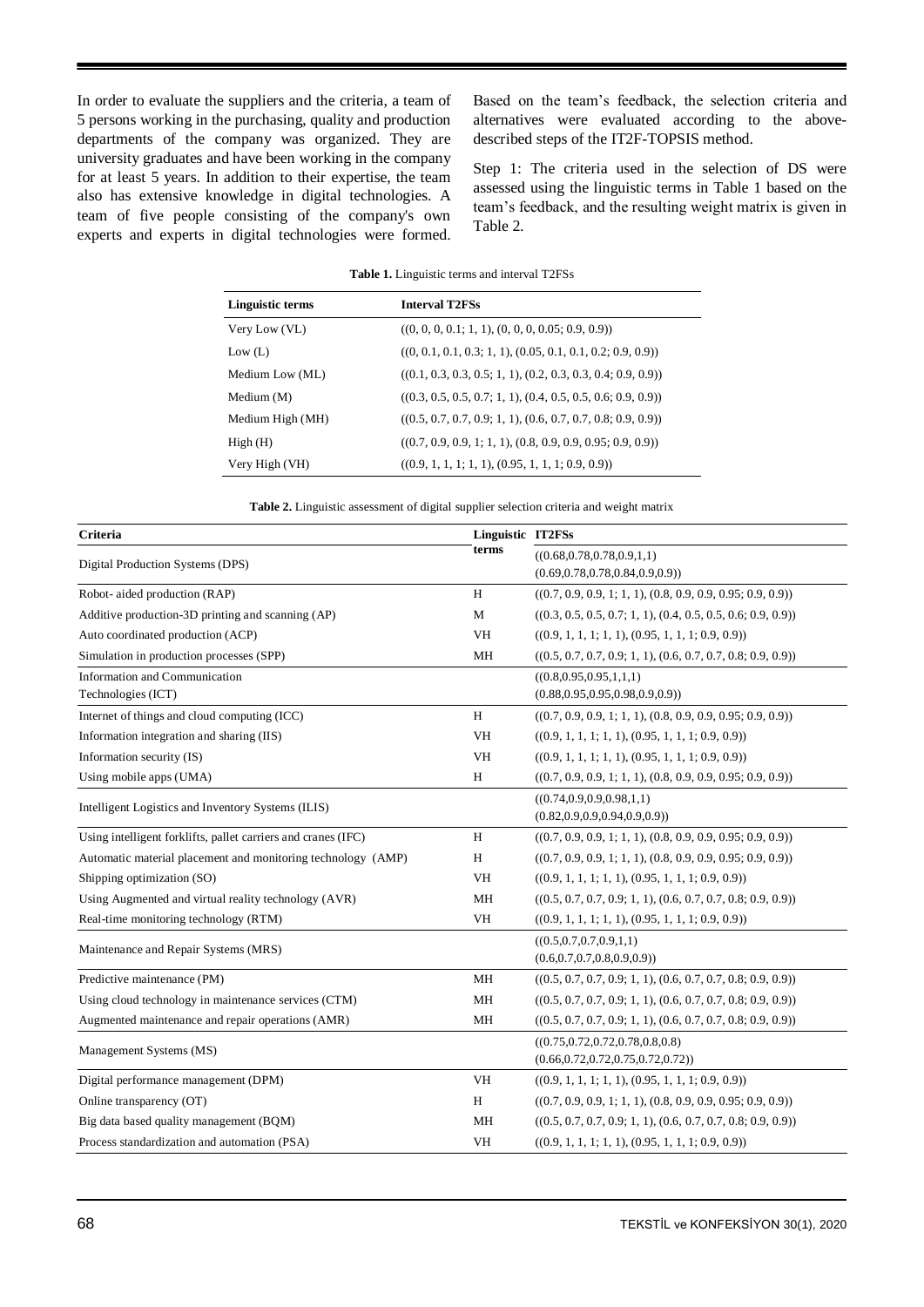In order to evaluate the suppliers and the criteria, a team of 5 persons working in the purchasing, quality and production departments of the company was organized. They are university graduates and have been working in the company for at least 5 years. In addition to their expertise, the team also has extensive knowledge in digital technologies. A team of five people consisting of the company's own experts and experts in digital technologies were formed. Based on the team's feedback, the selection criteria and alternatives were evaluated according to the above-described steps of the IT2F-TOPSIS method.

Step 1: The criteria used in the selection of DS were assessed using the linguistic terms in Table 1 based on the team's feedback, and the resulting weight matrix is given in Table 2.

**Table 1.** Linguistic terms and interval T2FSs

| Linguistic terms | Interval T2FSs |
|---|---|
| Very Low (VL) | ((0, 0, 0, 0.1; 1, 1), (0, 0, 0, 0.05; 0.9, 0.9)) |
| Low (L) | ((0, 0.1, 0.1, 0.3; 1, 1), (0.05, 0.1, 0.1, 0.2; 0.9, 0.9)) |
| Medium Low (ML) | ((0.1, 0.3, 0.3, 0.5; 1, 1), (0.2, 0.3, 0.3, 0.4; 0.9, 0.9)) |
| Medium (M) | ((0.3, 0.5, 0.5, 0.7; 1, 1), (0.4, 0.5, 0.5, 0.6; 0.9, 0.9)) |
| Medium High (MH) | ((0.5, 0.7, 0.7, 0.9; 1, 1), (0.6, 0.7, 0.7, 0.8; 0.9, 0.9)) |
| High (H) | ((0.7, 0.9, 0.9, 1; 1, 1), (0.8, 0.9, 0.9, 0.95; 0.9, 0.9)) |
| Very High (VH) | ((0.9, 1, 1, 1; 1, 1), (0.95, 1, 1, 1; 0.9, 0.9)) |

**Table 2.** Linguistic assessment of digital supplier selection criteria and weight matrix

| Criteria | Linguistic terms | IT2FSs |
|---|---|---|
| Digital Production Systems (DPS) | | ((0.68,0.78,0.78,0.9,1,1) (0.69,0.78,0.78,0.84,0.9,0.9)) |
| Robot- aided production (RAP) | H | ((0.7, 0.9, 0.9, 1; 1, 1), (0.8, 0.9, 0.9, 0.95; 0.9, 0.9)) |
| Additive production-3D printing and scanning (AP) | M | ((0.3, 0.5, 0.5, 0.7; 1, 1), (0.4, 0.5, 0.5, 0.6; 0.9, 0.9)) |
| Auto coordinated production (ACP) | VH | ((0.9, 1, 1, 1; 1, 1), (0.95, 1, 1, 1; 0.9, 0.9)) |
| Simulation in production processes (SPP) | MH | ((0.5, 0.7, 0.7, 0.9; 1, 1), (0.6, 0.7, 0.7, 0.8; 0.9, 0.9)) |
| Information and Communication Technologies (ICT) | | ((0.8,0.95,0.95,1,1,1) (0.88,0.95,0.95,0.98,0.9,0.9)) |
| Internet of things and cloud computing (ICC) | H | ((0.7, 0.9, 0.9, 1; 1, 1), (0.8, 0.9, 0.9, 0.95; 0.9, 0.9)) |
| Information integration and sharing (IIS) | VH | ((0.9, 1, 1, 1; 1, 1), (0.95, 1, 1, 1; 0.9, 0.9)) |
| Information security (IS) | VH | ((0.9, 1, 1, 1; 1, 1), (0.95, 1, 1, 1; 0.9, 0.9)) |
| Using mobile apps (UMA) | H | ((0.7, 0.9, 0.9, 1; 1, 1), (0.8, 0.9, 0.9, 0.95; 0.9, 0.9)) |
| Intelligent Logistics and Inventory Systems (ILIS) | | ((0.74,0.9,0.9,0.98,1,1) (0.82,0.9,0.9,0.94,0.9,0.9)) |
| Using intelligent forklifts, pallet carriers and cranes (IFC) | H | ((0.7, 0.9, 0.9, 1; 1, 1), (0.8, 0.9, 0.9, 0.95; 0.9, 0.9)) |
| Automatic material placement and monitoring technology (AMP) | H | ((0.7, 0.9, 0.9, 1; 1, 1), (0.8, 0.9, 0.9, 0.95; 0.9, 0.9)) |
| Shipping optimization (SO) | VH | ((0.9, 1, 1, 1; 1, 1), (0.95, 1, 1, 1; 0.9, 0.9)) |
| Using Augmented and virtual reality technology (AVR) | MH | ((0.5, 0.7, 0.7, 0.9; 1, 1), (0.6, 0.7, 0.7, 0.8; 0.9, 0.9)) |
| Real-time monitoring technology (RTM) | VH | ((0.9, 1, 1, 1; 1, 1), (0.95, 1, 1, 1; 0.9, 0.9)) |
| Maintenance and Repair Systems (MRS) | | ((0.5,0.7,0.7,0.9,1,1) (0.6,0.7,0.7,0.8,0.9,0.9)) |
| Predictive maintenance (PM) | MH | ((0.5, 0.7, 0.7, 0.9; 1, 1), (0.6, 0.7, 0.7, 0.8; 0.9, 0.9)) |
| Using cloud technology in maintenance services (CTM) | MH | ((0.5, 0.7, 0.7, 0.9; 1, 1), (0.6, 0.7, 0.7, 0.8; 0.9, 0.9)) |
| Augmented maintenance and repair operations (AMR) | MH | ((0.5, 0.7, 0.7, 0.9; 1, 1), (0.6, 0.7, 0.7, 0.8; 0.9, 0.9)) |
| Management Systems (MS) | | ((0.75,0.72,0.72,0.78,0.8,0.8) (0.66,0.72,0.72,0.75,0.72,0.72)) |
| Digital performance management (DPM) | VH | ((0.9, 1, 1, 1; 1, 1), (0.95, 1, 1, 1; 0.9, 0.9)) |
| Online transparency (OT) | H | ((0.7, 0.9, 0.9, 1; 1, 1), (0.8, 0.9, 0.9, 0.95; 0.9, 0.9)) |
| Big data based quality management (BQM) | MH | ((0.5, 0.7, 0.7, 0.9; 1, 1), (0.6, 0.7, 0.7, 0.8; 0.9, 0.9)) |
| Process standardization and automation (PSA) | VH | ((0.9, 1, 1, 1; 1, 1), (0.95, 1, 1, 1; 0.9, 0.9)) |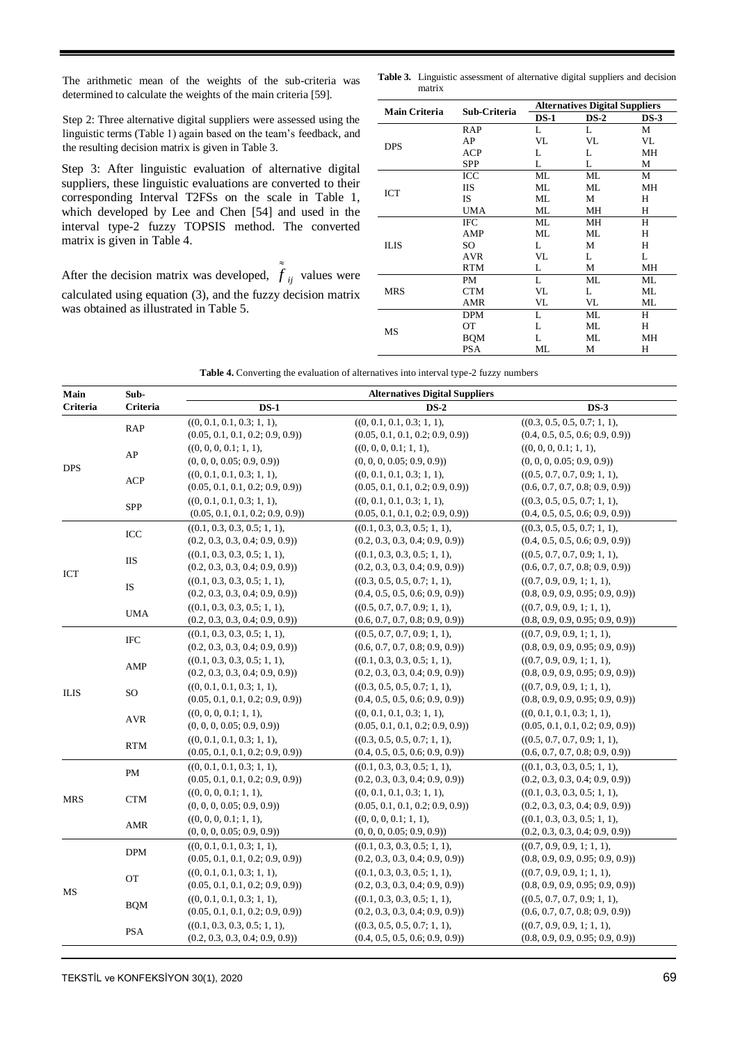The arithmetic mean of the weights of the sub-criteria was determined to calculate the weights of the main criteria [59].

Step 2: Three alternative digital suppliers were assessed using the linguistic terms (Table 1) again based on the team's feedback, and the resulting decision matrix is given in Table 3.

Step 3: After linguistic evaluation of alternative digital suppliers, these linguistic evaluations are converted to their corresponding Interval T2FSs on the scale in Table 1, which developed by Lee and Chen [54] and used in the interval type-2 fuzzy TOPSIS method. The converted matrix is given in Table 4.

After the decision matrix was developed, $\tilde{\tilde{f}}_{ij}$ values were calculated using equation (3), and the fuzzy decision matrix was obtained as illustrated in Table 5.

**Table 3.** Linguistic assessment of alternative digital suppliers and decision matrix

| Main Criteria | Sub-Criteria | Alternatives Digital Suppliers | | |
|---|---|---|---|---|
| | | DS-1 | DS-2 | DS-3 |
| DPS | RAP | L | L | M |
| | AP | VL | VL | VL |
| | ACP | L | L | MH |
| | SPP | L | L | M |
| ICT | ICC | ML | ML | M |
| | IIS | ML | ML | MH |
| | IS | ML | M | H |
| | UMA | ML | MH | H |
| ILIS | IFC | ML | MH | H |
| | AMP | ML | ML | H |
| | SO | L | M | H |
| | AVR | VL | L | L |
| | RTM | L | M | MH |
| MRS | PM | L | ML | ML |
| | CTM | VL | L | ML |
| | AMR | VL | VL | ML |
| MS | DPM | L | ML | H |
| | OT | L | ML | H |
| | BQM | L | ML | MH |
| | PSA | ML | M | H |

**Table 4.** Converting the evaluation of alternatives into interval type-2 fuzzy numbers

| Main Criteria | Sub-Criteria | Alternatives Digital Suppliers | | |
|---|---|---|---|---|
| | | DS-1 | DS-2 | DS-3 |
| DPS | RAP | ((0, 0.1, 0.1, 0.3; 1, 1), (0.05, 0.1, 0.1, 0.2; 0.9, 0.9)) | ((0, 0.1, 0.1, 0.3; 1, 1), (0.05, 0.1, 0.1, 0.2; 0.9, 0.9)) | ((0.3, 0.5, 0.5, 0.7; 1, 1), (0.4, 0.5, 0.5, 0.6; 0.9, 0.9)) |
| | AP | ((0, 0, 0, 0.1; 1, 1), (0, 0, 0, 0.05; 0.9, 0.9)) | ((0, 0, 0, 0.1; 1, 1), (0, 0, 0, 0.05; 0.9, 0.9)) | ((0, 0, 0, 0.1; 1, 1), (0, 0, 0, 0.05; 0.9, 0.9)) |
| | ACP | ((0, 0.1, 0.1, 0.3; 1, 1), (0.05, 0.1, 0.1, 0.2; 0.9, 0.9)) | ((0, 0.1, 0.1, 0.3; 1, 1), (0.05, 0.1, 0.1, 0.2; 0.9, 0.9)) | ((0.5, 0.7, 0.7, 0.9; 1, 1), (0.6, 0.7, 0.7, 0.8; 0.9, 0.9)) |
| | SPP | ((0, 0.1, 0.1, 0.3; 1, 1), (0.05, 0.1, 0.1, 0.2; 0.9, 0.9)) | ((0, 0.1, 0.1, 0.3; 1, 1), (0.05, 0.1, 0.1, 0.2; 0.9, 0.9)) | ((0.3, 0.5, 0.5, 0.7; 1, 1), (0.4, 0.5, 0.5, 0.6; 0.9, 0.9)) |
| ICT | ICC | ((0.1, 0.3, 0.3, 0.5; 1, 1), (0.2, 0.3, 0.3, 0.4; 0.9, 0.9)) | ((0.1, 0.3, 0.3, 0.5; 1, 1), (0.2, 0.3, 0.3, 0.4; 0.9, 0.9)) | ((0.3, 0.5, 0.5, 0.7; 1, 1), (0.4, 0.5, 0.5, 0.6; 0.9, 0.9)) |
| | IIS | ((0.1, 0.3, 0.3, 0.5; 1, 1), (0.2, 0.3, 0.3, 0.4; 0.9, 0.9)) | ((0.1, 0.3, 0.3, 0.5; 1, 1), (0.2, 0.3, 0.3, 0.4; 0.9, 0.9)) | ((0.5, 0.7, 0.7, 0.9; 1, 1), (0.6, 0.7, 0.7, 0.8; 0.9, 0.9)) |
| | IS | ((0.1, 0.3, 0.3, 0.5; 1, 1), (0.2, 0.3, 0.3, 0.4; 0.9, 0.9)) | ((0.3, 0.5, 0.5, 0.7; 1, 1), (0.4, 0.5, 0.5, 0.6; 0.9, 0.9)) | ((0.7, 0.9, 0.9, 1; 1, 1), (0.8, 0.9, 0.9, 0.95; 0.9, 0.9)) |
| | UMA | ((0.1, 0.3, 0.3, 0.5; 1, 1), (0.2, 0.3, 0.3, 0.4; 0.9, 0.9)) | ((0.5, 0.7, 0.7, 0.9; 1, 1), (0.6, 0.7, 0.7, 0.8; 0.9, 0.9)) | ((0.7, 0.9, 0.9, 1; 1, 1), (0.8, 0.9, 0.9, 0.95; 0.9, 0.9)) |
| ILIS | IFC | ((0.1, 0.3, 0.3, 0.5; 1, 1), (0.2, 0.3, 0.3, 0.4; 0.9, 0.9)) | ((0.5, 0.7, 0.7, 0.9; 1, 1), (0.6, 0.7, 0.7, 0.8; 0.9, 0.9)) | ((0.7, 0.9, 0.9, 1; 1, 1), (0.8, 0.9, 0.9, 0.95; 0.9, 0.9)) |
| | AMP | ((0.1, 0.3, 0.3, 0.5; 1, 1), (0.2, 0.3, 0.3, 0.4; 0.9, 0.9)) | ((0.1, 0.3, 0.3, 0.5; 1, 1), (0.2, 0.3, 0.3, 0.4; 0.9, 0.9)) | ((0.7, 0.9, 0.9, 1; 1, 1), (0.8, 0.9, 0.9, 0.95; 0.9, 0.9)) |
| | SO | ((0, 0.1, 0.1, 0.3; 1, 1), (0.05, 0.1, 0.1, 0.2; 0.9, 0.9)) | ((0.3, 0.5, 0.5, 0.7; 1, 1), (0.4, 0.5, 0.5, 0.6; 0.9, 0.9)) | ((0.7, 0.9, 0.9, 1; 1, 1), (0.8, 0.9, 0.9, 0.95; 0.9, 0.9)) |
| | AVR | ((0, 0, 0, 0.1; 1, 1), (0, 0, 0, 0.05; 0.9, 0.9)) | ((0, 0.1, 0.1, 0.3; 1, 1), (0.05, 0.1, 0.1, 0.2; 0.9, 0.9)) | ((0, 0.1, 0.1, 0.3; 1, 1), (0.05, 0.1, 0.1, 0.2; 0.9, 0.9)) |
| | RTM | ((0, 0.1, 0.1, 0.3; 1, 1), (0.05, 0.1, 0.1, 0.2; 0.9, 0.9)) | ((0.3, 0.5, 0.5, 0.7; 1, 1), (0.4, 0.5, 0.5, 0.6; 0.9, 0.9)) | ((0.5, 0.7, 0.7, 0.9; 1, 1), (0.6, 0.7, 0.7, 0.8; 0.9, 0.9)) |
| MRS | PM | ((0, 0.1, 0.1, 0.3; 1, 1), (0.05, 0.1, 0.1, 0.2; 0.9, 0.9)) | ((0.1, 0.3, 0.3, 0.5; 1, 1), (0.2, 0.3, 0.3, 0.4; 0.9, 0.9)) | ((0.1, 0.3, 0.3, 0.5; 1, 1), (0.2, 0.3, 0.3, 0.4; 0.9, 0.9)) |
| | CTM | ((0, 0, 0, 0.1; 1, 1), (0, 0, 0, 0.05; 0.9, 0.9)) | ((0, 0.1, 0.1, 0.3; 1, 1), (0.05, 0.1, 0.1, 0.2; 0.9, 0.9)) | ((0.1, 0.3, 0.3, 0.5; 1, 1), (0.2, 0.3, 0.3, 0.4; 0.9, 0.9)) |
| | AMR | ((0, 0, 0, 0.1; 1, 1), (0, 0, 0, 0.05; 0.9, 0.9)) | ((0, 0, 0, 0.1; 1, 1), (0, 0, 0, 0.05; 0.9, 0.9)) | ((0.1, 0.3, 0.3, 0.5; 1, 1), (0.2, 0.3, 0.3, 0.4; 0.9, 0.9)) |
| MS | DPM | ((0, 0.1, 0.1, 0.3; 1, 1), (0.05, 0.1, 0.1, 0.2; 0.9, 0.9)) | ((0.1, 0.3, 0.3, 0.5; 1, 1), (0.2, 0.3, 0.3, 0.4; 0.9, 0.9)) | ((0.7, 0.9, 0.9, 1; 1, 1), (0.8, 0.9, 0.9, 0.95; 0.9, 0.9)) |
| | OT | ((0, 0.1, 0.1, 0.3; 1, 1), (0.05, 0.1, 0.1, 0.2; 0.9, 0.9)) | ((0.1, 0.3, 0.3, 0.5; 1, 1), (0.2, 0.3, 0.3, 0.4; 0.9, 0.9)) | ((0.7, 0.9, 0.9, 1; 1, 1), (0.8, 0.9, 0.9, 0.95; 0.9, 0.9)) |
| | BQM | ((0, 0.1, 0.1, 0.3; 1, 1), (0.05, 0.1, 0.1, 0.2; 0.9, 0.9)) | ((0.1, 0.3, 0.3, 0.5; 1, 1), (0.2, 0.3, 0.3, 0.4; 0.9, 0.9)) | ((0.5, 0.7, 0.7, 0.9; 1, 1), (0.6, 0.7, 0.7, 0.8; 0.9, 0.9)) |
| | PSA | ((0.1, 0.3, 0.3, 0.5; 1, 1), (0.2, 0.3, 0.3, 0.4; 0.9, 0.9)) | ((0.3, 0.5, 0.5, 0.7; 1, 1), (0.4, 0.5, 0.5, 0.6; 0.9, 0.9)) | ((0.7, 0.9, 0.9, 1; 1, 1), (0.8, 0.9, 0.9, 0.95; 0.9, 0.9)) |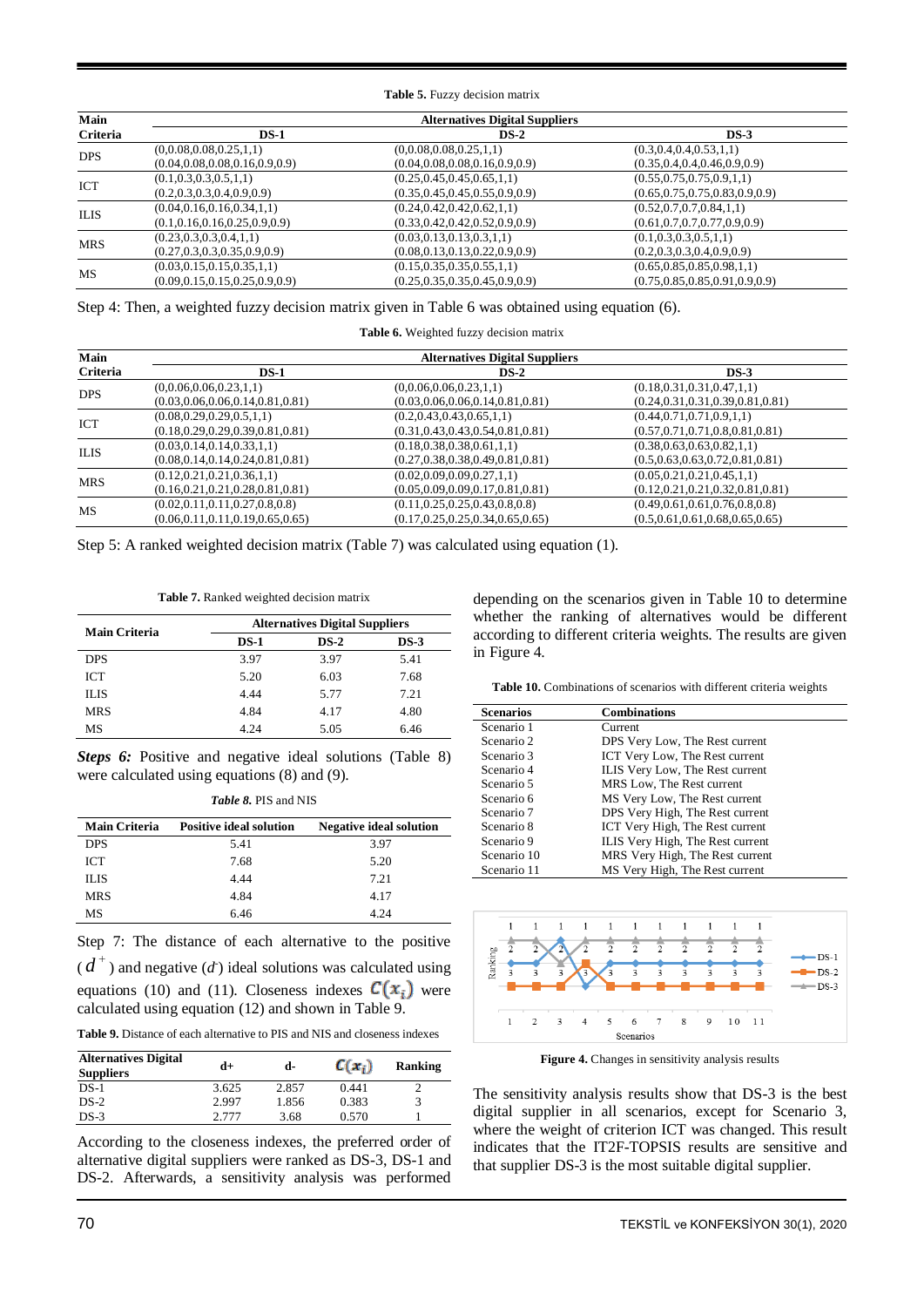**Table 5.** Fuzzy decision matrix

| Main Criteria | Alternatives Digital Suppliers | | |
|---|---|---|---|
| | DS-1 | DS-2 | DS-3 |
| DPS | (0,0.08,0.08,0.25,1,1) (0.04,0.08,0.08,0.16,0.9,0.9) | (0,0.08,0.08,0.25,1,1) (0.04,0.08,0.08,0.16,0.9,0.9) | (0.3,0.4,0.4,0.53,1,1) (0.35,0.4,0.4,0.46,0.9,0.9) |
| ICT | (0.1,0.3,0.3,0.5,1,1) (0.2,0.3,0.3,0.4,0.9,0.9) | (0.25,0.45,0.45,0.65,1,1) (0.35,0.45,0.45,0.55,0.9,0.9) | (0.55,0.75,0.75,0.9,1,1) (0.65,0.75,0.75,0.83,0.9,0.9) |
| ILIS | (0.04,0.16,0.16,0.34,1,1) (0.1,0.16,0.16,0.25,0.9,0.9) | (0.24,0.42,0.42,0.62,1,1) (0.33,0.42,0.42,0.52,0.9,0.9) | (0.52,0.7,0.7,0.84,1,1) (0.61,0.7,0.7,0.77,0.9,0.9) |
| MRS | (0.23,0.3,0.3,0.4,1,1) (0.27,0.3,0.3,0.35,0.9,0.9) | (0.03,0.13,0.13,0.3,1,1) (0.08,0.13,0.13,0.22,0.9,0.9) | (0.1,0.3,0.3,0.5,1,1) (0.2,0.3,0.3,0.4,0.9,0.9) |
| MS | (0.03,0.15,0.15,0.35,1,1) (0.09,0.15,0.15,0.25,0.9,0.9) | (0.15,0.35,0.35,0.55,1,1) (0.25,0.35,0.35,0.45,0.9,0.9) | (0.65,0.85,0.85,0.98,1,1) (0.75,0.85,0.85,0.91,0.9,0.9) |

Step 4: Then, a weighted fuzzy decision matrix given in Table 6 was obtained using equation (6).

**Table 6.** Weighted fuzzy decision matrix

| Main Criteria | Alternatives Digital Suppliers | | |
|---|---|---|---|
| | DS-1 | DS-2 | DS-3 |
| DPS | (0,0.06,0.06,0.23,1,1) (0.03,0.06,0.06,0.14,0.81,0.81) | (0,0.06,0.06,0.23,1,1) (0.03,0.06,0.06,0.14,0.81,0.81) | (0.18,0.31,0.31,0.47,1,1) (0.24,0.31,0.31,0.39,0.81,0.81) |
| ICT | (0.08,0.29,0.29,0.5,1,1) (0.18,0.29,0.29,0.39,0.81,0.81) | (0.2,0.43,0.43,0.65,1,1) (0.31,0.43,0.43,0.54,0.81,0.81) | (0.44,0.71,0.71,0.9,1,1) (0.57,0.71,0.71,0.8,0.81,0.81) |
| ILIS | (0.03,0.14,0.14,0.33,1,1) (0.08,0.14,0.14,0.24,0.81,0.81) | (0.18,0.38,0.38,0.61,1,1) (0.27,0.38,0.38,0.49,0.81,0.81) | (0.38,0.63,0.63,0.82,1,1) (0.5,0.63,0.63,0.72,0.81,0.81) |
| MRS | (0.12,0.21,0.21,0.36,1,1) (0.16,0.21,0.21,0.28,0.81,0.81) | (0.02,0.09,0.09,0.27,1,1) (0.05,0.09,0.09,0.17,0.81,0.81) | (0.05,0.21,0.21,0.45,1,1) (0.12,0.21,0.21,0.32,0.81,0.81) |
| MS | (0.02,0.11,0.11,0.27,0.8,0.8) (0.06,0.11,0.11,0.19,0.65,0.65) | (0.11,0.25,0.25,0.43,0.8,0.8) (0.17,0.25,0.25,0.34,0.65,0.65) | (0.49,0.61,0.61,0.76,0.8,0.8) (0.5,0.61,0.61,0.68,0.65,0.65) |

Step 5: A ranked weighted decision matrix (Table 7) was calculated using equation (1).

**Table 7.** Ranked weighted decision matrix

| Main Criteria | Alternatives Digital Suppliers | | |
|---|---|---|---|
| | DS-1 | DS-2 | DS-3 |
| DPS | 3.97 | 3.97 | 5.41 |
| ICT | 5.20 | 6.03 | 7.68 |
| ILIS | 4.44 | 5.77 | 7.21 |
| MRS | 4.84 | 4.17 | 4.80 |
| MS | 4.24 | 5.05 | 6.46 |

***Steps 6:*** Positive and negative ideal solutions (Table 8) were calculated using equations (8) and (9).

***Table 8.*** PIS and NIS

| Main Criteria | Positive ideal solution | Negative ideal solution |
|---|---|---|
| DPS | 5.41 | 3.97 |
| ICT | 7.68 | 5.20 |
| ILIS | 4.44 | 7.21 |
| MRS | 4.84 | 4.17 |
| MS | 6.46 | 4.24 |

Step 7: The distance of each alternative to the positive ($d^+$) and negative ($d^-$) ideal solutions was calculated using equations (10) and (11). Closeness indexes $C(x_i)$ were calculated using equation (12) and shown in Table 9.

**Table 9.** Distance of each alternative to PIS and NIS and closeness indexes

| Alternatives Digital Suppliers | d+ | d- | $C(x_i)$ | Ranking |
|---|---|---|---|---|
| DS-1 | 3.625 | 2.857 | 0.441 | 2 |
| DS-2 | 2.997 | 1.856 | 0.383 | 3 |
| DS-3 | 2.777 | 3.68 | 0.570 | 1 |

According to the closeness indexes, the preferred order of alternative digital suppliers were ranked as DS-3, DS-1 and DS-2. Afterwards, a sensitivity analysis was performed depending on the scenarios given in Table 10 to determine whether the ranking of alternatives would be different according to different criteria weights. The results are given in Figure 4.

**Table 10.** Combinations of scenarios with different criteria weights

| Scenarios | Combinations |
|---|---|
| Scenario 1 | Current |
| Scenario 2 | DPS Very Low, The Rest current |
| Scenario 3 | ICT Very Low, The Rest current |
| Scenario 4 | ILIS Very Low, The Rest current |
| Scenario 5 | MRS Low, The Rest current |
| Scenario 6 | MS Very Low, The Rest current |
| Scenario 7 | DPS Very High, The Rest current |
| Scenario 8 | ICT Very High, The Rest current |
| Scenario 9 | ILIS Very High, The Rest current |
| Scenario 10 | MRS Very High, The Rest current |
| Scenario 11 | MS Very High, The Rest current |

**Figure 4.** Changes in sensitivity analysis results

The sensitivity analysis results show that DS-3 is the best digital supplier in all scenarios, except for Scenario 3, where the weight of criterion ICT was changed. This result indicates that the IT2F-TOPSIS results are sensitive and that supplier DS-3 is the most suitable digital supplier.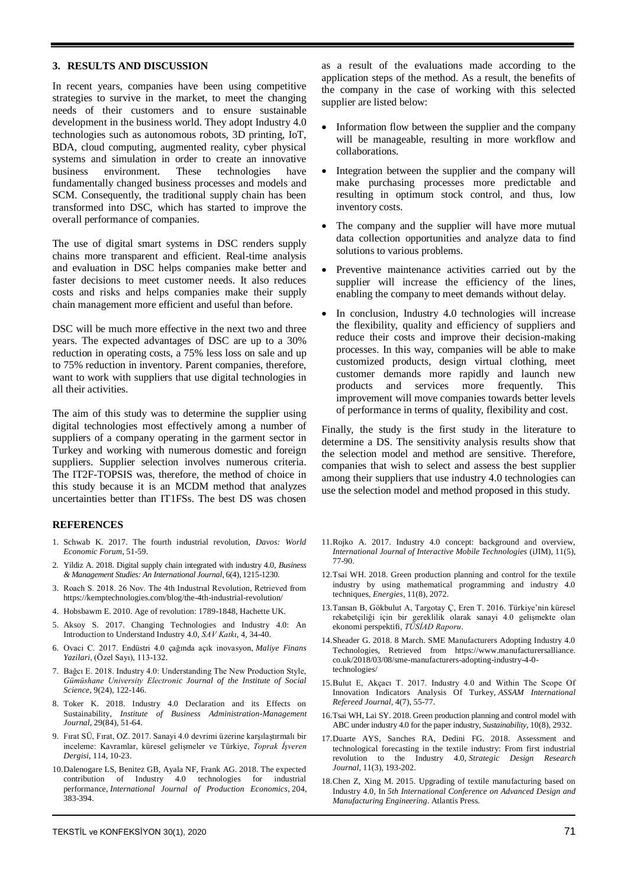## 3. RESULTS AND DISCUSSION

In recent years, companies have been using competitive strategies to survive in the market, to meet the changing needs of their customers and to ensure sustainable development in the business world. They adopt Industry 4.0 technologies such as autonomous robots, 3D printing, IoT, BDA, cloud computing, augmented reality, cyber physical systems and simulation in order to create an innovative business environment. These technologies have fundamentally changed business processes and models and SCM. Consequently, the traditional supply chain has been transformed into DSC, which has started to improve the overall performance of companies.

The use of digital smart systems in DSC renders supply chains more transparent and efficient. Real-time analysis and evaluation in DSC helps companies make better and faster decisions to meet customer needs. It also reduces costs and risks and helps companies make their supply chain management more efficient and useful than before.

DSC will be much more effective in the next two and three years. The expected advantages of DSC are up to a 30% reduction in operating costs, a 75% less loss on sale and up to 75% reduction in inventory. Parent companies, therefore, want to work with suppliers that use digital technologies in all their activities.

The aim of this study was to determine the supplier using digital technologies most effectively among a number of suppliers of a company operating in the garment sector in Turkey and working with numerous domestic and foreign suppliers. Supplier selection involves numerous criteria. The IT2F-TOPSIS was, therefore, the method of choice in this study because it is an MCDM method that analyzes uncertainties better than IT1FSs. The best DS was chosen as a result of the evaluations made according to the application steps of the method. As a result, the benefits of the company in the case of working with this selected supplier are listed below:

- Information flow between the supplier and the company will be manageable, resulting in more workflow and collaborations.
- Integration between the supplier and the company will make purchasing processes more predictable and resulting in optimum stock control, and thus, low inventory costs.
- The company and the supplier will have more mutual data collection opportunities and analyze data to find solutions to various problems.
- Preventive maintenance activities carried out by the supplier will increase the efficiency of the lines, enabling the company to meet demands without delay.
- In conclusion, Industry 4.0 technologies will increase the flexibility, quality and efficiency of suppliers and reduce their costs and improve their decision-making processes. In this way, companies will be able to make customized products, design virtual clothing, meet customer demands more rapidly and launch new products and services more frequently. This improvement will move companies towards better levels of performance in terms of quality, flexibility and cost.

Finally, the study is the first study in the literature to determine a DS. The sensitivity analysis results show that the selection model and method are sensitive. Therefore, companies that wish to select and assess the best supplier among their suppliers that use industry 4.0 technologies can use the selection model and method proposed in this study.

## REFERENCES

1. Schwab K. 2017. The fourth industrial revolution, *Davos: World Economic Forum*, 51-59.
2. Yildiz A. 2018. Digital supply chain integrated with industry 4.0, *Business & Management Studies: An International Journal*, 6(4), 1215-1230.
3. Roach S. 2018. 26 Nov. The 4th Industrıal Revolution, Retrieved from https://kemptechnologies.com/blog/the-4th-industrial-revolution/
4. Hobsbawm E. 2010. Age of revolution: 1789-1848, Hachette UK.
5. Aksoy S. 2017. Changing Technologies and Industry 4.0: An Introduction to Understand Industry 4.0, *SAV Katkı*, 4, 34-40.
6. Ovaci C. 2017. Endüstri 4.0 çağında açık inovasyon, *Maliye Finans Yazilari*, (Özel Sayı), 113-132.
7. Bağcı E. 2018. Industry 4.0: Understanding The New Production Style, *Gümüshane University Electronic Journal of the Institute of Social Science*, 9(24), 122-146.
8. Toker K. 2018. Industry 4.0 Declaration and its Effects on Sustainability, *Institute of Business Administration-Management Journal*, 29(84), 51-64.
9. Fırat SÜ, Fırat, OZ. 2017. Sanayi 4.0 devrimi üzerine karşılaştırmalı bir inceleme: Kavramlar, küresel gelişmeler ve Türkiye, *Toprak İşveren Dergisi*, 114, 10-23.
10. Dalenogare LS, Benitez GB, Ayala NF, Frank AG. 2018. The expected contribution of Industry 4.0 technologies for industrial performance, *International Journal of Production Economics*, 204, 383-394.
11. Rojko A. 2017. Industry 4.0 concept: background and overview, *International Journal of Interactive Mobile Technologies* (iJIM), 11(5), 77-90.
12. Tsai WH. 2018. Green production planning and control for the textile industry by using mathematical programming and industry 4.0 techniques, *Energies*, 11(8), 2072.
13. Tansan B, Gökbulut A, Targotay Ç, Eren T. 2016. Türkiye'nin küresel rekabetçiliği için bir gereklilik olarak sanayi 4.0 gelişmekte olan ekonomi perspektifi, *TÜSİAD Raporu*.
14. Sheader G. 2018. 8 March. SME Manufacturers Adopting Industry 4.0 Technologies, Retrieved from https://www.manufacturersalliance.co.uk/2018/03/08/sme-manufacturers-adopting-industry-4-0-technologies/
15. Bulut E, Akçacı T. 2017. Industry 4.0 and Within The Scope Of Innovation Indicators Analysis Of Turkey, *ASSAM International Refereed Journal*, 4(7), 55-77.
16. Tsai WH, Lai SY. 2018. Green production planning and control model with ABC under industry 4.0 for the paper industry, *Sustainability*, 10(8), 2932.
17. Duarte AYS, Sanches RA, Dedini FG. 2018. Assessment and technological forecasting in the textile industry: From first industrial revolution to the Industry 4.0, *Strategic Design Research Journal*, 11(3), 193-202.
18. Chen Z, Xing M. 2015. Upgrading of textile manufacturing based on Industry 4.0, In *5th International Conference on Advanced Design and Manufacturing Engineering*. Atlantis Press.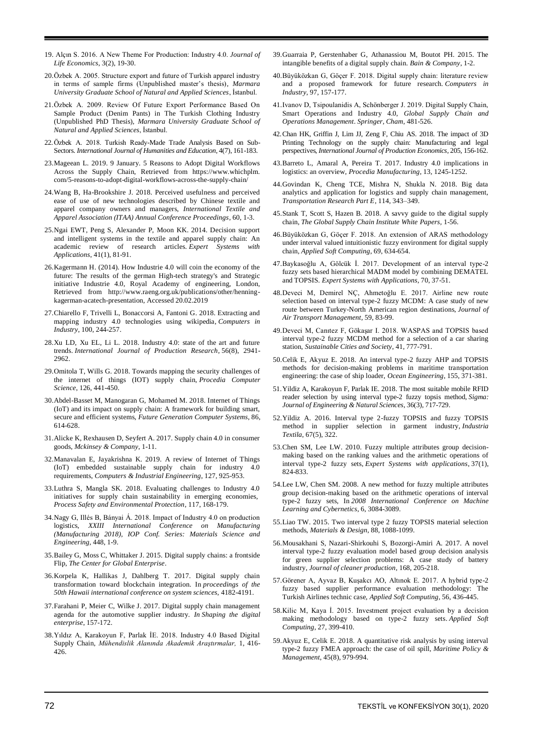19. Alçın S. 2016. A New Theme For Production: Industry 4.0. *Journal of Life Economics*, 3(2), 19-30.

20. Özbek A. 2005. Structure export and future of Turkish apparel industry in terms of sample firms (Unpublished master's thesis), *Marmara University Graduate School of Natural and Applied Sciences*, İstanbul.

21. Özbek A. 2009. Review Of Future Export Performance Based On Sample Product (Denim Pants) in The Turkish Clothing Industry (Unpublished PhD Thesis), *Marmara University Graduate School of Natural and Applied Sciences*, İstanbul.

22. Özbek A. 2018. Turkish Ready-Made Trade Analysis Based on Sub-Sectors. *International Journal of Humanities and Education*, 4(7), 161-183.

23. Mageean L. 2019. 9 January. 5 Reasons to Adopt Digital Workflows Across the Supply Chain, Retrieved from https://www.whichplm.com/5-reasons-to-adopt-digital-workflows-across-the-supply-chain/

24. Wang B, Ha-Brookshire J. 2018. Perceived usefulness and perceived ease of use of new technologies described by Chinese textile and apparel company owners and managers, *International Textile and Apparel Association (ITAA) Annual Conference Proceedings*, 60, 1-3.

25. Ngai EWT, Peng S, Alexander P, Moon KK. 2014. Decision support and intelligent systems in the textile and apparel supply chain: An academic review of research articles. *Expert Systems with Applications*, 41(1), 81-91.

26. Kagermann H. (2014). How Industrie 4.0 will coin the economy of the future: The results of the german High-tech strategy's and Strategic initiative Industrie 4.0, Royal Academy of engineering, London, Retrieved from http://www.raeng.org.uk/publications/other/henning-kagerman-acatech-presentation, Accessed 20.02.2019

27. Chiarello F, Trivelli L, Bonaccorsi A, Fantoni G. 2018. Extracting and mapping industry 4.0 technologies using wikipedia, *Computers in Industry*, 100, 244-257.

28. Xu LD, Xu EL, Li L. 2018. Industry 4.0: state of the art and future trends. *International Journal of Production Research*, 56(8), 2941-2962.

29. Omitola T, Wills G. 2018. Towards mapping the security challenges of the internet of things (IOT) supply chain, *Procedia Computer Science*, 126, 441-450.

30. Abdel-Basset M, Manogaran G, Mohamed M. 2018. Internet of Things (IoT) and its impact on supply chain: A framework for building smart, secure and efficient systems, *Future Generation Computer Systems*, 86, 614-628.

31. Alicke K, Rexhausen D, Seyfert A. 2017. Supply chain 4.0 in consumer goods, *Mckinsey & Company*, 1-11.

32. Manavalan E, Jayakrishna K. 2019. A review of Internet of Things (IoT) embedded sustainable supply chain for industry 4.0 requirements, *Computers & Industrial Engineering*, 127, 925-953.

33. Luthra S, Mangla SK. 2018. Evaluating challenges to Industry 4.0 initiatives for supply chain sustainability in emerging economies, *Process Safety and Environmental Protection*, 117, 168-179.

34. Nagy G, Illés B, Bányai Á. 2018. Impact of Industry 4.0 on production logistics, *XXIII International Conference on Manufacturing (Manufacturing 2018), IOP Conf. Series: Materials Science and Engineering*, 448, 1-9.

35. Bailey G, Moss C, Whittaker J. 2015. Digital supply chains: a frontside Flip, *The Center for Global Enterprise*.

36. Korpela K, Hallikas J, Dahlberg T. 2017. Digital supply chain transformation toward blockchain integration. In *proceedings of the 50th Hawaii international conference on system sciences*, 4182-4191.

37. Farahani P, Meier C, Wilke J. 2017. Digital supply chain management agenda for the automotive supplier industry. *In Shaping the digital enterprise*, 157-172.

38. Yıldız A, Karakoyun F, Parlak İE. 2018. Industry 4.0 Based Digital Supply Chain, *Mühendislik Alanında Akademik Araştırmalar*, 1, 416-426.

39. Guarraia P, Gerstenhaber G, Athanassiou M, Boutot PH. 2015. The intangible benefits of a digital supply chain. *Bain & Company*, 1-2.

40. Büyüközkan G, Göçer F. 2018. Digital supply chain: literature review and a proposed framework for future research. *Computers in Industry*, 97, 157-177.

41. Ivanov D, Tsipoulanidis A, Schönberger J. 2019. Digital Supply Chain, Smart Operations and Industry 4.0, *Global Supply Chain and Operations Management*. *Springer, Cham*, 481-526.

42. Chan HK, Griffin J, Lim JJ, Zeng F, Chiu AS. 2018. The impact of 3D Printing Technology on the supply chain: Manufacturing and legal perspectives, *International Journal of Production Economics*, 205, 156-162.

43. Barreto L, Amaral A, Pereira T. 2017. Industry 4.0 implications in logistics: an overview, *Procedia Manufacturing*, 13, 1245-1252.

44. Govindan K, Cheng TCE, Mishra N, Shukla N. 2018. Big data analytics and application for logistics and supply chain management, *Transportation Research Part E*, 114, 343–349.

45. Stank T, Scott S, Hazen B. 2018. A savvy guide to the digital supply chain, *The Global Supply Chain Institute White Papers*, 1-56.

46. Büyüközkan G, Göçer F. 2018. An extension of ARAS methodology under interval valued intuitionistic fuzzy environment for digital supply chain, *Applied Soft Computing*, 69, 634-654.

47. Baykasoğlu A, Gölcük İ. 2017. Development of an interval type-2 fuzzy sets based hierarchical MADM model by combining DEMATEL and TOPSIS. *Expert Systems with Applications*, 70, 37-51.

48. Deveci M, Demirel NÇ, Ahmetoğlu E. 2017. Airline new route selection based on interval type-2 fuzzy MCDM: A case study of new route between Turkey-North American region destinations, *Journal of Air Transport Management*, 59, 83-99.

49. Deveci M, Canıtez F, Gökaşar I. 2018. WASPAS and TOPSIS based interval type-2 fuzzy MCDM method for a selection of a car sharing station, *Sustainable Cities and Society*, 41, 777-791.

50. Celik E, Akyuz E. 2018. An interval type-2 fuzzy AHP and TOPSIS methods for decision-making problems in maritime transportation engineering: the case of ship loader, *Ocean Engineering*, 155, 371-381.

51. Yildiz A, Karakoyun F, Parlak IE. 2018. The most suitable mobile RFID reader selection by using interval type-2 fuzzy topsis method, *Sigma: Journal of Engineering & Natural Sciences*, 36(3), 717-729.

52. Yildiz A. 2016. Interval type 2-fuzzy TOPSIS and fuzzy TOPSIS method in supplier selection in garment industry, *Industria Textila*, 67(5), 322.

53. Chen SM, Lee LW. 2010. Fuzzy multiple attributes group decision-making based on the ranking values and the arithmetic operations of interval type-2 fuzzy sets, *Expert Systems with applications*, 37(1), 824-833.

54. Lee LW, Chen SM. 2008. A new method for fuzzy multiple attributes group decision-making based on the arithmetic operations of interval type-2 fuzzy sets, In *2008 International Conference on Machine Learning and Cybernetics*, 6, 3084-3089.

55. Liao TW. 2015. Two interval type 2 fuzzy TOPSIS material selection methods, *Materials & Design*, 88, 1088-1099.

56. Mousakhani S, Nazari-Shirkouhi S, Bozorgi-Amiri A. 2017. A novel interval type-2 fuzzy evaluation model based group decision analysis for green supplier selection problems: A case study of battery industry, *Journal of cleaner production*, 168, 205-218.

57. Görener A, Ayvaz B, Kuşakcı AO, Altınok E. 2017. A hybrid type-2 fuzzy based supplier performance evaluation methodology: The Turkish Airlines technic case, *Applied Soft Computing*, 56, 436-445.

58. Kilic M, Kaya İ. 2015. Investment project evaluation by a decision making methodology based on type-2 fuzzy sets. *Applied Soft Computing*, 27, 399-410.

59. Akyuz E, Celik E. 2018. A quantitative risk analysis by using interval type-2 fuzzy FMEA approach: the case of oil spill, *Maritime Policy & Management*, 45(8), 979-994.